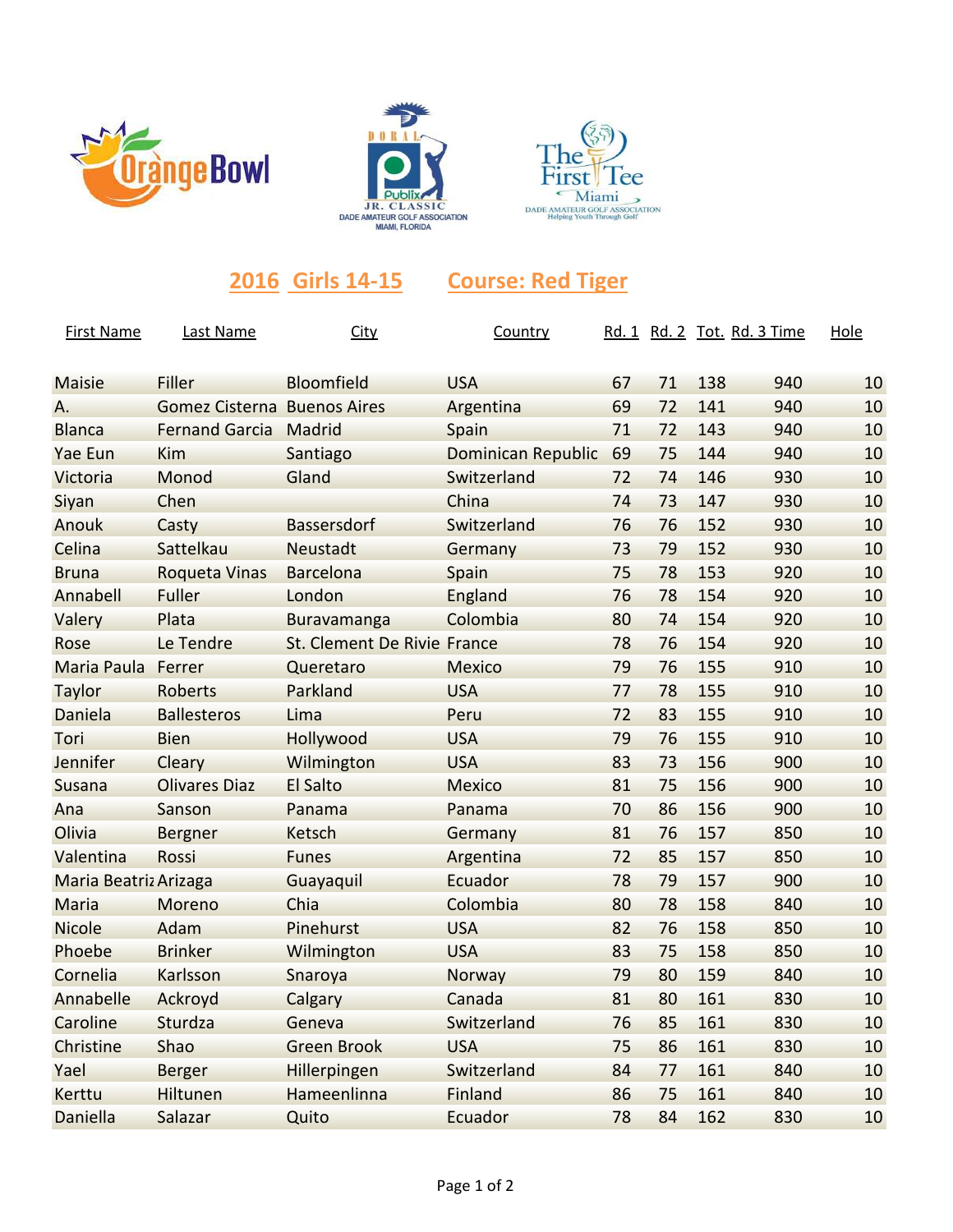## 2016 Girls 14-15 Course: Red Tiger

| First Name | Last Name | City | Country | Rd. 1 | Rd. 2 | Tot. | Rd. 3 Time | Hole |
|---|---|---|---|---|---|---|---|---|
| Maisie | Filler | Bloomfield | USA | 67 | 71 | 138 | 940 | 10 |
| A. | Gomez Cisterna | Buenos Aires | Argentina | 69 | 72 | 141 | 940 | 10 |
| Blanca | Fernand Garcia | Madrid | Spain | 71 | 72 | 143 | 940 | 10 |
| Yae Eun | Kim | Santiago | Dominican Republic | 69 | 75 | 144 | 940 | 10 |
| Victoria | Monod | Gland | Switzerland | 72 | 74 | 146 | 930 | 10 |
| Siyan | Chen | | China | 74 | 73 | 147 | 930 | 10 |
| Anouk | Casty | Bassersdorf | Switzerland | 76 | 76 | 152 | 930 | 10 |
| Celina | Sattelkau | Neustadt | Germany | 73 | 79 | 152 | 930 | 10 |
| Bruna | Roqueta Vinas | Barcelona | Spain | 75 | 78 | 153 | 920 | 10 |
| Annabell | Fuller | London | England | 76 | 78 | 154 | 920 | 10 |
| Valery | Plata | Buravamanga | Colombia | 80 | 74 | 154 | 920 | 10 |
| Rose | Le Tendre | St. Clement De Rivie | France | 78 | 76 | 154 | 920 | 10 |
| Maria Paula | Ferrer | Queretaro | Mexico | 79 | 76 | 155 | 910 | 10 |
| Taylor | Roberts | Parkland | USA | 77 | 78 | 155 | 910 | 10 |
| Daniela | Ballesteros | Lima | Peru | 72 | 83 | 155 | 910 | 10 |
| Tori | Bien | Hollywood | USA | 79 | 76 | 155 | 910 | 10 |
| Jennifer | Cleary | Wilmington | USA | 83 | 73 | 156 | 900 | 10 |
| Susana | Olivares Diaz | El Salto | Mexico | 81 | 75 | 156 | 900 | 10 |
| Ana | Sanson | Panama | Panama | 70 | 86 | 156 | 900 | 10 |
| Olivia | Bergner | Ketsch | Germany | 81 | 76 | 157 | 850 | 10 |
| Valentina | Rossi | Funes | Argentina | 72 | 85 | 157 | 850 | 10 |
| Maria Beatriz | Arizaga | Guayaquil | Ecuador | 78 | 79 | 157 | 900 | 10 |
| Maria | Moreno | Chia | Colombia | 80 | 78 | 158 | 840 | 10 |
| Nicole | Adam | Pinehurst | USA | 82 | 76 | 158 | 850 | 10 |
| Phoebe | Brinker | Wilmington | USA | 83 | 75 | 158 | 850 | 10 |
| Cornelia | Karlsson | Snaroya | Norway | 79 | 80 | 159 | 840 | 10 |
| Annabelle | Ackroyd | Calgary | Canada | 81 | 80 | 161 | 830 | 10 |
| Caroline | Sturdza | Geneva | Switzerland | 76 | 85 | 161 | 830 | 10 |
| Christine | Shao | Green Brook | USA | 75 | 86 | 161 | 830 | 10 |
| Yael | Berger | Hillerpingen | Switzerland | 84 | 77 | 161 | 840 | 10 |
| Kerttu | Hiltunen | Hameenlinna | Finland | 86 | 75 | 161 | 840 | 10 |
| Daniella | Salazar | Quito | Ecuador | 78 | 84 | 162 | 830 | 10 |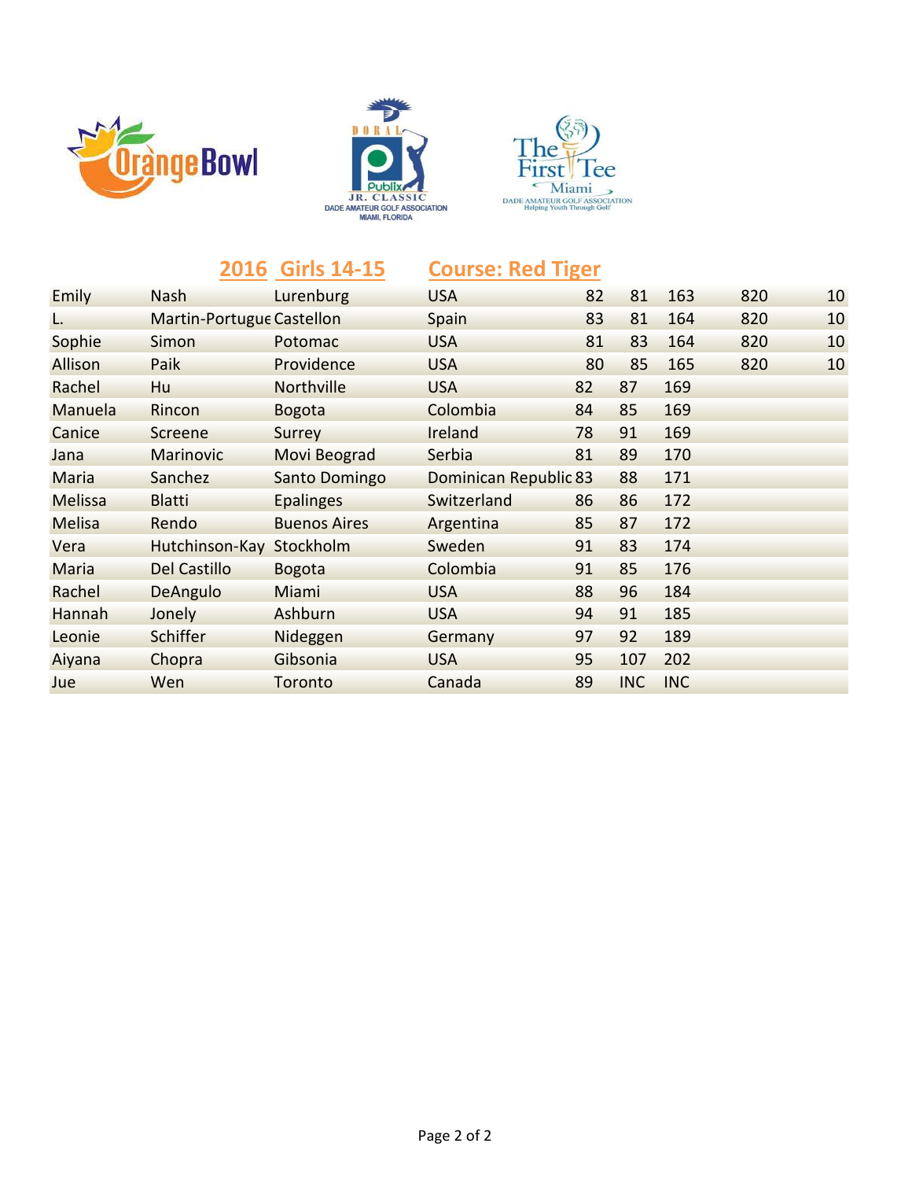## 2016 Girls 14-15 Course: Red Tiger

| | | | | | | | | |
|---|---|---|---|---|---|---|---|---|
| Emily | Nash | Lurenburg | USA | 82 | 81 | 163 | 820 | 10 |
| L. | Martin-Portugue | Castellon | Spain | 83 | 81 | 164 | 820 | 10 |
| Sophie | Simon | Potomac | USA | 81 | 83 | 164 | 820 | 10 |
| Allison | Paik | Providence | USA | 80 | 85 | 165 | 820 | 10 |
| Rachel | Hu | Northville | USA | 82 | 87 | 169 | | |
| Manuela | Rincon | Bogota | Colombia | 84 | 85 | 169 | | |
| Canice | Screene | Surrey | Ireland | 78 | 91 | 169 | | |
| Jana | Marinovic | Movi Beograd | Serbia | 81 | 89 | 170 | | |
| Maria | Sanchez | Santo Domingo | Dominican Republic | 83 | 88 | 171 | | |
| Melissa | Blatti | Epalinges | Switzerland | 86 | 86 | 172 | | |
| Melisa | Rendo | Buenos Aires | Argentina | 85 | 87 | 172 | | |
| Vera | Hutchinson-Kay | Stockholm | Sweden | 91 | 83 | 174 | | |
| Maria | Del Castillo | Bogota | Colombia | 91 | 85 | 176 | | |
| Rachel | DeAngulo | Miami | USA | 88 | 96 | 184 | | |
| Hannah | Jonely | Ashburn | USA | 94 | 91 | 185 | | |
| Leonie | Schiffer | Nideggen | Germany | 97 | 92 | 189 | | |
| Aiyana | Chopra | Gibsonia | USA | 95 | 107 | 202 | | |
| Jue | Wen | Toronto | Canada | 89 | INC | INC | | |